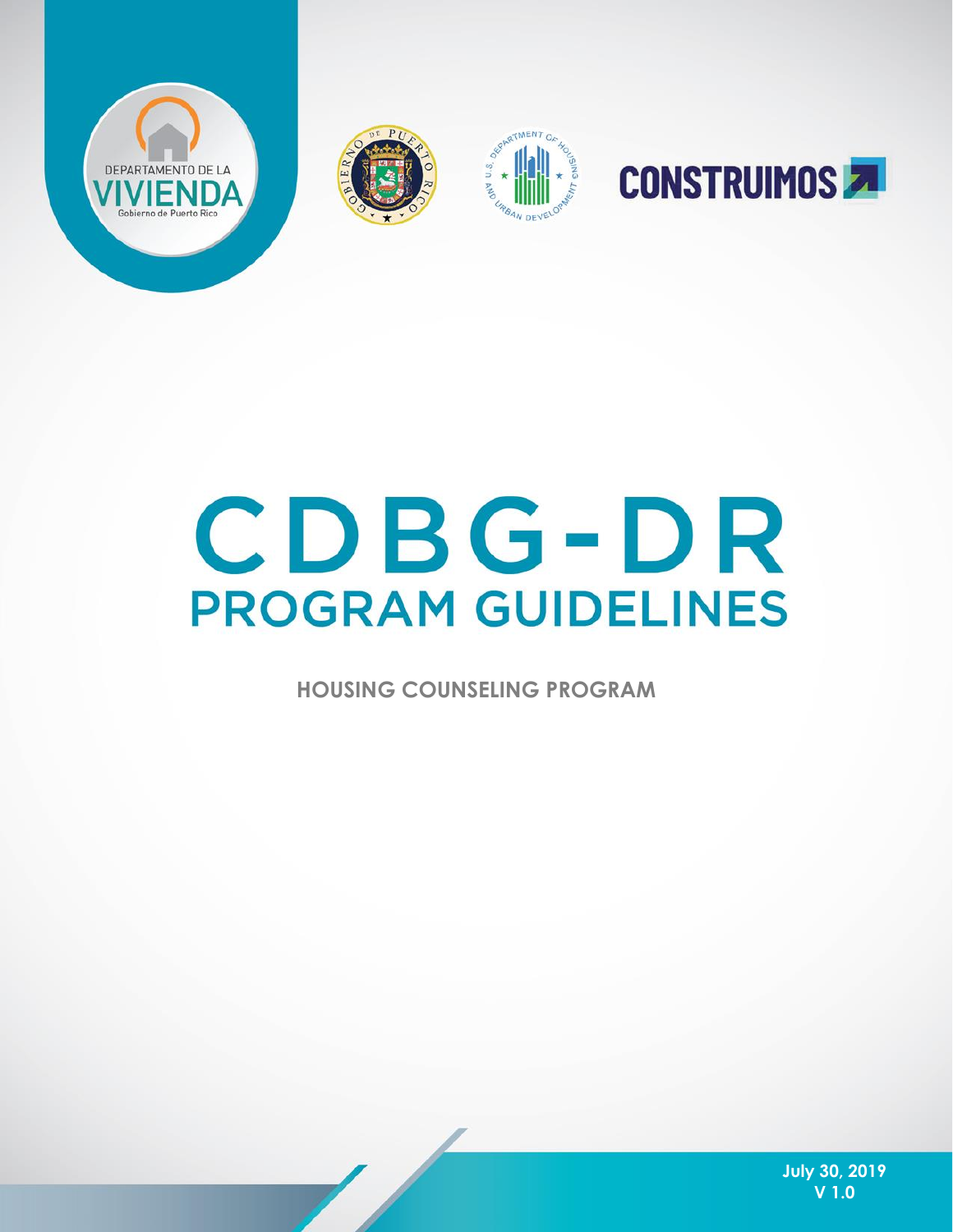DEPARTAMENTO DE LA VIVIENDA
Gobierno de Puerto Rico

CONSTRUIMOS

# CDBG-DR
## PROGRAM GUIDELINES

**HOUSING COUNSELING PROGRAM**

**July 30, 2019**
**V 1.0**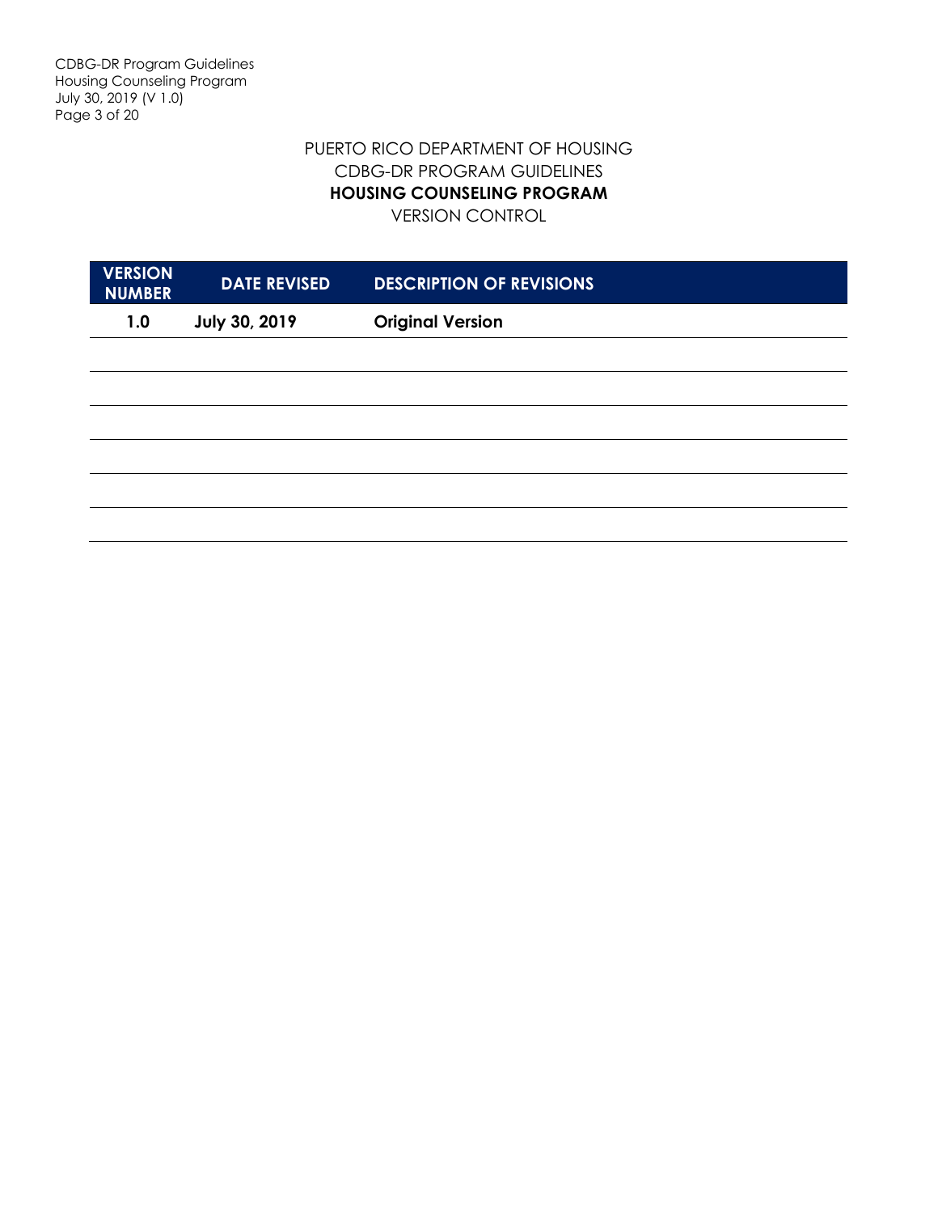PUERTO RICO DEPARTMENT OF HOUSING
CDBG-DR PROGRAM GUIDELINES
**HOUSING COUNSELING PROGRAM**
VERSION CONTROL

| VERSION NUMBER | DATE REVISED | DESCRIPTION OF REVISIONS |
|---|---|---|
| **1.0** | **July 30, 2019** | **Original Version** |
| | | |
| | | |
| | | |
| | | |
| | | |
| | | |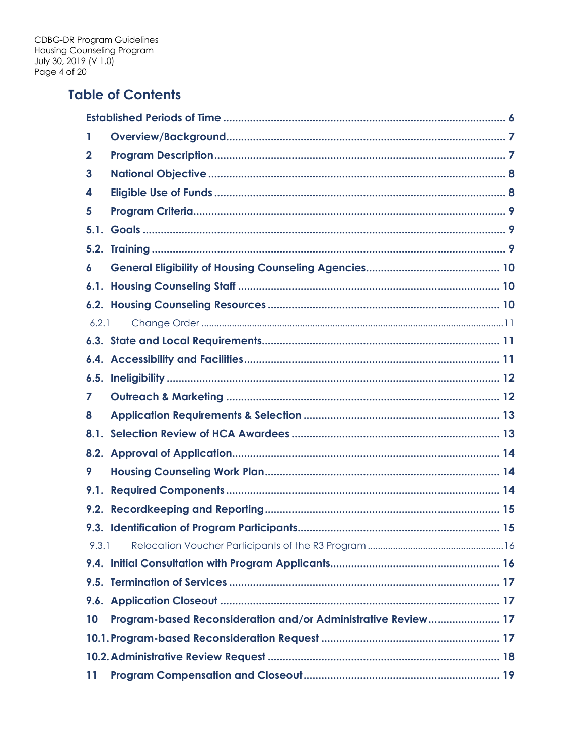## Table of Contents

Established Periods of Time .......... 6

1 Overview/Background .......... 7

2 Program Description .......... 7

3 National Objective .......... 8

4 Eligible Use of Funds .......... 8

5 Program Criteria .......... 9

5.1. Goals .......... 9

5.2. Training .......... 9

6 General Eligibility of Housing Counseling Agencies .......... 10

6.1. Housing Counseling Staff .......... 10

6.2. Housing Counseling Resources .......... 10

6.2.1 Change Order .......... 11

6.3. State and Local Requirements .......... 11

6.4. Accessibility and Facilities .......... 11

6.5. Ineligibility .......... 12

7 Outreach & Marketing .......... 12

8 Application Requirements & Selection .......... 13

8.1. Selection Review of HCA Awardees .......... 13

8.2. Approval of Application .......... 14

9 Housing Counseling Work Plan .......... 14

9.1. Required Components .......... 14

9.2. Recordkeeping and Reporting .......... 15

9.3. Identification of Program Participants .......... 15

9.3.1 Relocation Voucher Participants of the R3 Program .......... 16

9.4. Initial Consultation with Program Applicants .......... 16

9.5. Termination of Services .......... 17

9.6. Application Closeout .......... 17

10 Program-based Reconsideration and/or Administrative Review .......... 17

10.1. Program-based Reconsideration Request .......... 17

10.2. Administrative Review Request .......... 18

11 Program Compensation and Closeout .......... 19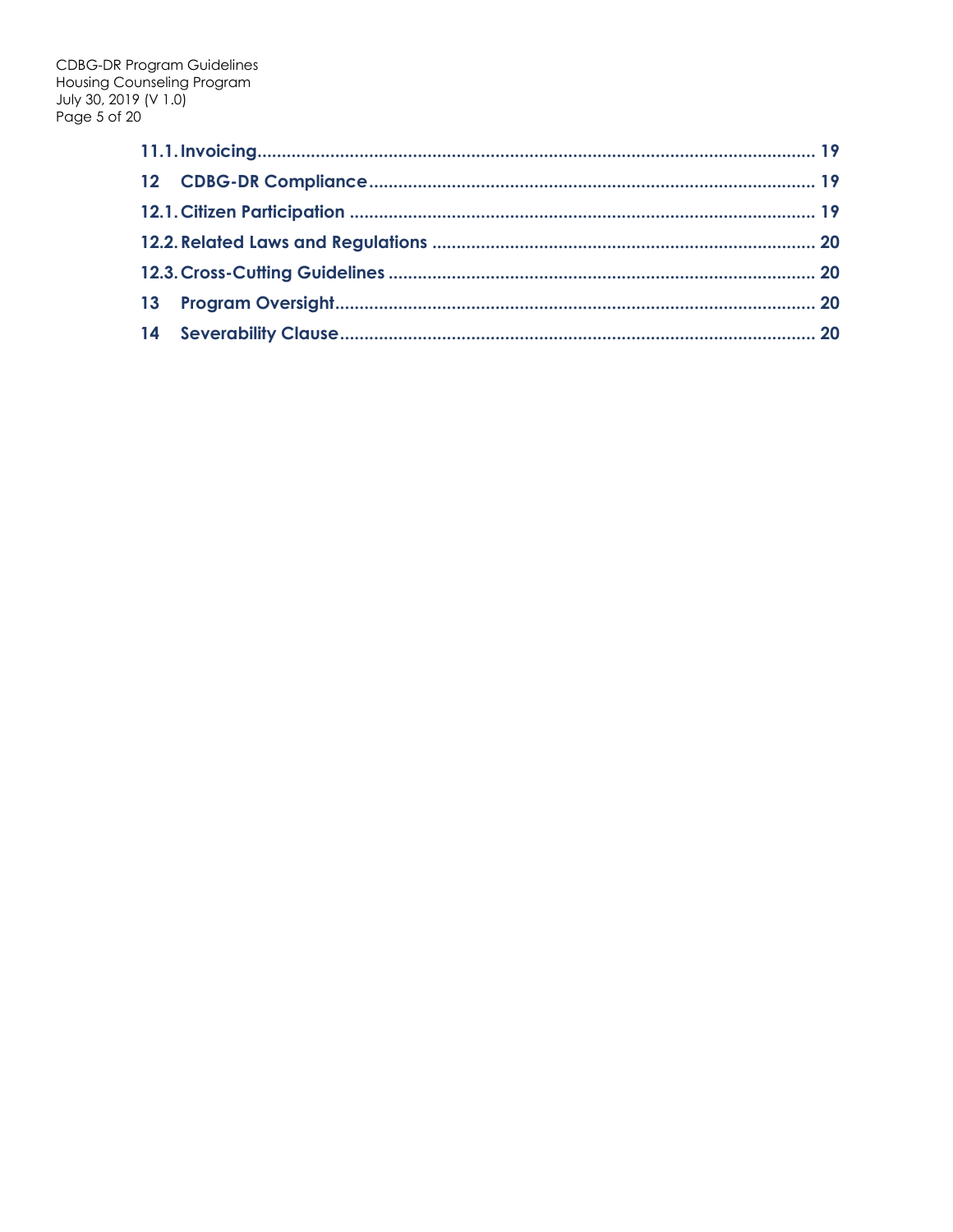11.1. Invoicing ........................................................................................................ 19

12 CDBG-DR Compliance .................................................................................... 19

12.1. Citizen Participation ...................................................................................... 19

12.2. Related Laws and Regulations ..................................................................... 20

12.3. Cross-Cutting Guidelines .............................................................................. 20

13 Program Oversight ............................................................................................. 20

14 Severability Clause ............................................................................................ 20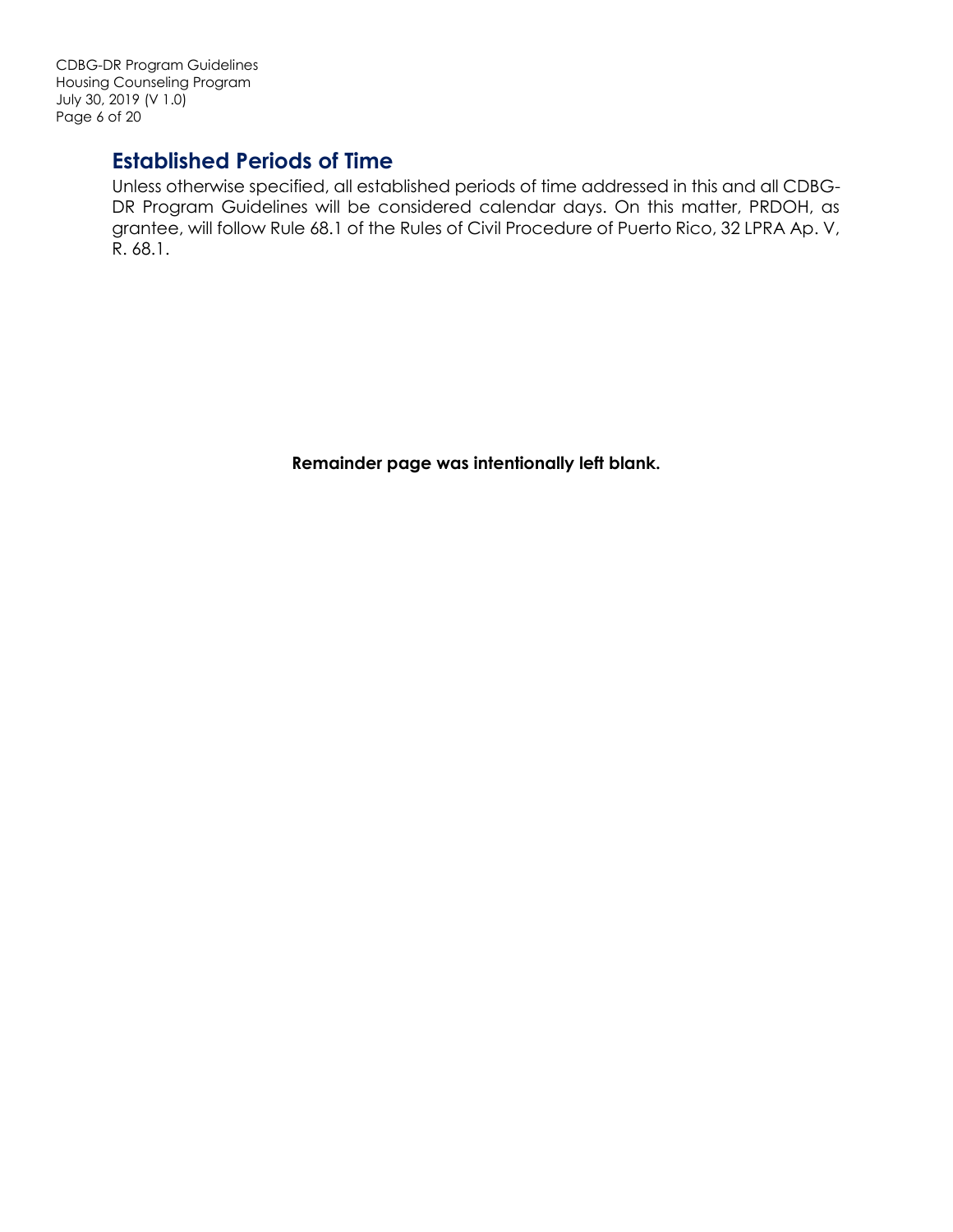## Established Periods of Time

Unless otherwise specified, all established periods of time addressed in this and all CDBG-DR Program Guidelines will be considered calendar days. On this matter, PRDOH, as grantee, will follow Rule 68.1 of the Rules of Civil Procedure of Puerto Rico, 32 LPRA Ap. V, R. 68.1.

**Remainder page was intentionally left blank.**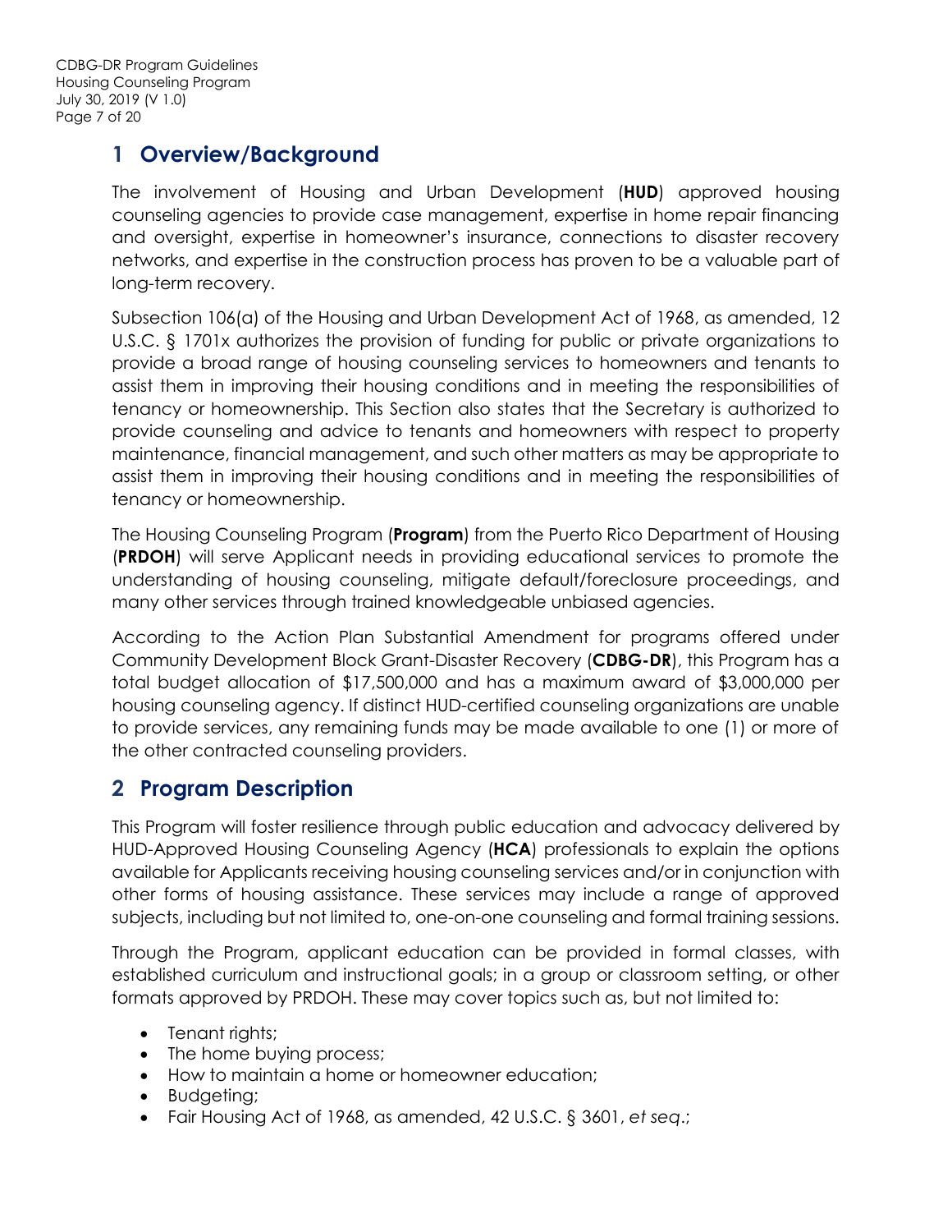# 1 Overview/Background

The involvement of Housing and Urban Development (**HUD**) approved housing counseling agencies to provide case management, expertise in home repair financing and oversight, expertise in homeowner's insurance, connections to disaster recovery networks, and expertise in the construction process has proven to be a valuable part of long-term recovery.

Subsection 106(a) of the Housing and Urban Development Act of 1968, as amended, 12 U.S.C. § 1701x authorizes the provision of funding for public or private organizations to provide a broad range of housing counseling services to homeowners and tenants to assist them in improving their housing conditions and in meeting the responsibilities of tenancy or homeownership. This Section also states that the Secretary is authorized to provide counseling and advice to tenants and homeowners with respect to property maintenance, financial management, and such other matters as may be appropriate to assist them in improving their housing conditions and in meeting the responsibilities of tenancy or homeownership.

The Housing Counseling Program (**Program**) from the Puerto Rico Department of Housing (**PRDOH**) will serve Applicant needs in providing educational services to promote the understanding of housing counseling, mitigate default/foreclosure proceedings, and many other services through trained knowledgeable unbiased agencies.

According to the Action Plan Substantial Amendment for programs offered under Community Development Block Grant-Disaster Recovery (**CDBG-DR**), this Program has a total budget allocation of $17,500,000 and has a maximum award of $3,000,000 per housing counseling agency. If distinct HUD-certified counseling organizations are unable to provide services, any remaining funds may be made available to one (1) or more of the other contracted counseling providers.

# 2 Program Description

This Program will foster resilience through public education and advocacy delivered by HUD-Approved Housing Counseling Agency (**HCA**) professionals to explain the options available for Applicants receiving housing counseling services and/or in conjunction with other forms of housing assistance. These services may include a range of approved subjects, including but not limited to, one-on-one counseling and formal training sessions.

Through the Program, applicant education can be provided in formal classes, with established curriculum and instructional goals; in a group or classroom setting, or other formats approved by PRDOH. These may cover topics such as, but not limited to:

- Tenant rights;
- The home buying process;
- How to maintain a home or homeowner education;
- Budgeting;
- Fair Housing Act of 1968, as amended, 42 U.S.C. § 3601, *et seq*.;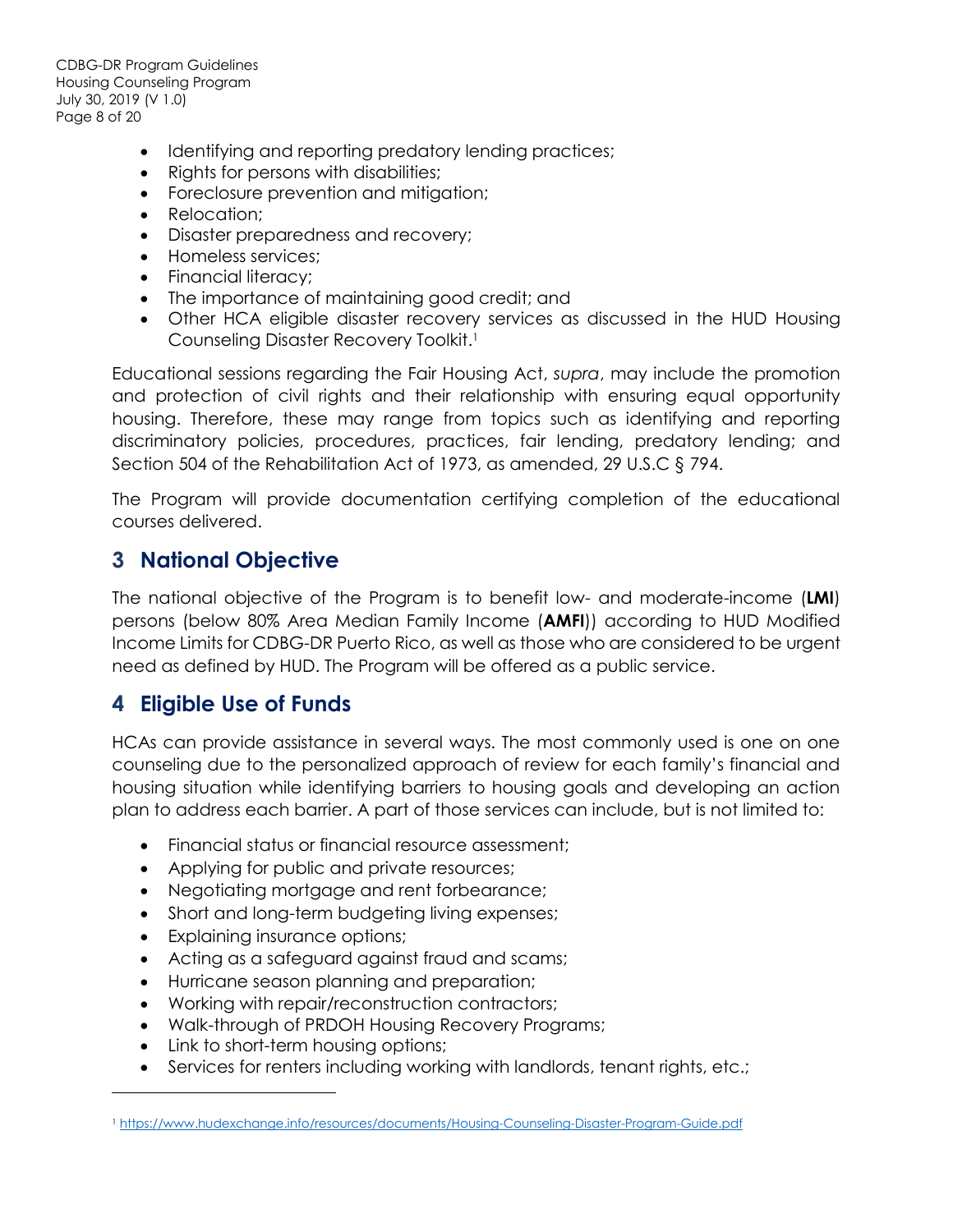- Identifying and reporting predatory lending practices;
- Rights for persons with disabilities;
- Foreclosure prevention and mitigation;
- Relocation;
- Disaster preparedness and recovery;
- Homeless services;
- Financial literacy;
- The importance of maintaining good credit; and
- Other HCA eligible disaster recovery services as discussed in the HUD Housing Counseling Disaster Recovery Toolkit.[1]

Educational sessions regarding the Fair Housing Act, *supra*, may include the promotion and protection of civil rights and their relationship with ensuring equal opportunity housing. Therefore, these may range from topics such as identifying and reporting discriminatory policies, procedures, practices, fair lending, predatory lending; and Section 504 of the Rehabilitation Act of 1973, as amended, 29 U.S.C § 794.

The Program will provide documentation certifying completion of the educational courses delivered.

## 3 National Objective

The national objective of the Program is to benefit low- and moderate-income (**LMI**) persons (below 80% Area Median Family Income (**AMFI**)) according to HUD Modified Income Limits for CDBG-DR Puerto Rico, as well as those who are considered to be urgent need as defined by HUD. The Program will be offered as a public service.

## 4 Eligible Use of Funds

HCAs can provide assistance in several ways. The most commonly used is one on one counseling due to the personalized approach of review for each family's financial and housing situation while identifying barriers to housing goals and developing an action plan to address each barrier. A part of those services can include, but is not limited to:

- Financial status or financial resource assessment;
- Applying for public and private resources;
- Negotiating mortgage and rent forbearance;
- Short and long-term budgeting living expenses;
- Explaining insurance options;
- Acting as a safeguard against fraud and scams;
- Hurricane season planning and preparation;
- Working with repair/reconstruction contractors;
- Walk-through of PRDOH Housing Recovery Programs;
- Link to short-term housing options;
- Services for renters including working with landlords, tenant rights, etc.;

[1] https://www.hudexchange.info/resources/documents/Housing-Counseling-Disaster-Program-Guide.pdf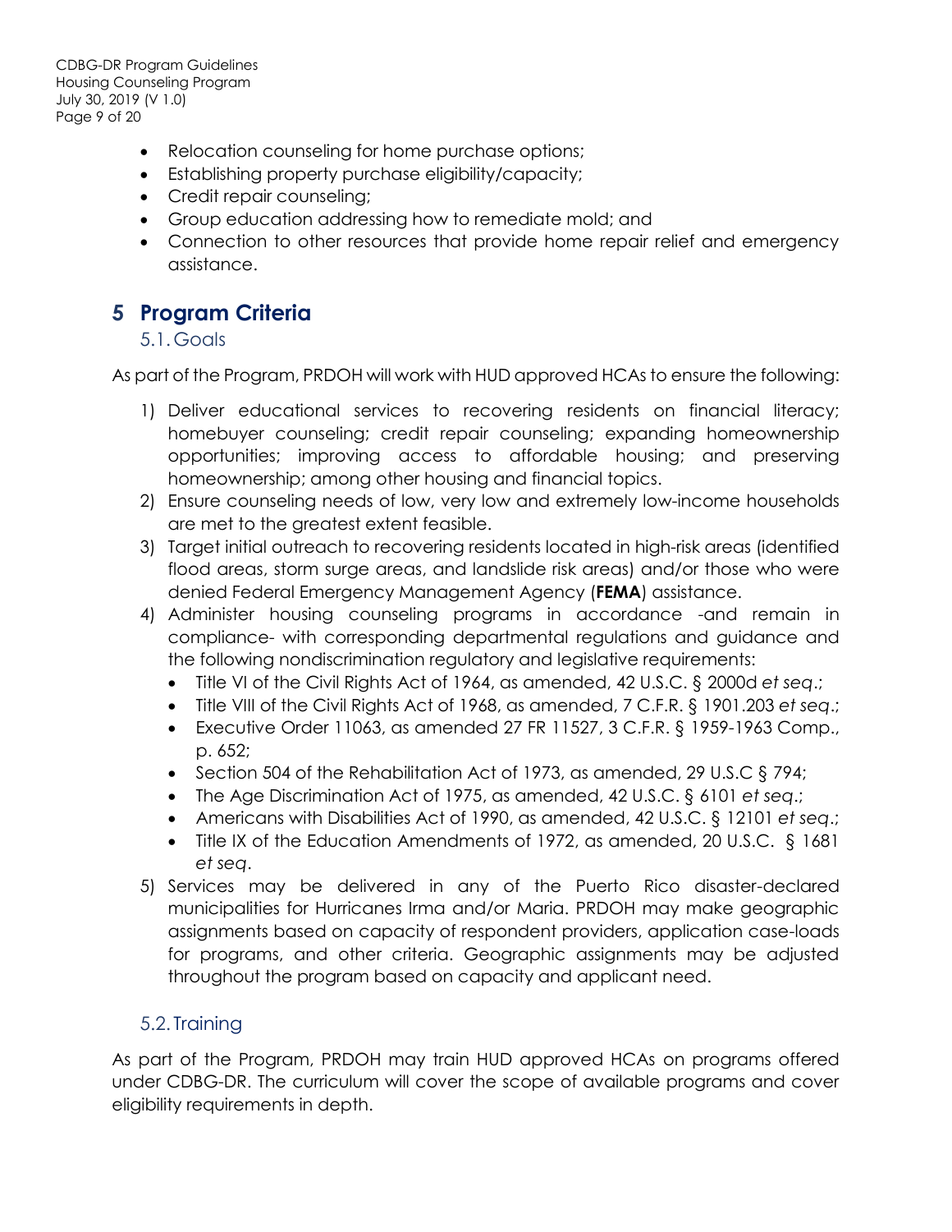- Relocation counseling for home purchase options;
- Establishing property purchase eligibility/capacity;
- Credit repair counseling;
- Group education addressing how to remediate mold; and
- Connection to other resources that provide home repair relief and emergency assistance.

# 5 Program Criteria

## 5.1. Goals

As part of the Program, PRDOH will work with HUD approved HCAs to ensure the following:

1) Deliver educational services to recovering residents on financial literacy; homebuyer counseling; credit repair counseling; expanding homeownership opportunities; improving access to affordable housing; and preserving homeownership; among other housing and financial topics.
2) Ensure counseling needs of low, very low and extremely low-income households are met to the greatest extent feasible.
3) Target initial outreach to recovering residents located in high-risk areas (identified flood areas, storm surge areas, and landslide risk areas) and/or those who were denied Federal Emergency Management Agency (**FEMA**) assistance.
4) Administer housing counseling programs in accordance -and remain in compliance- with corresponding departmental regulations and guidance and the following nondiscrimination regulatory and legislative requirements:
   - Title VI of the Civil Rights Act of 1964, as amended, 42 U.S.C. § 2000d *et seq*.;
   - Title VIII of the Civil Rights Act of 1968, as amended, 7 C.F.R. § 1901.203 *et seq*.;
   - Executive Order 11063, as amended 27 FR 11527, 3 C.F.R. § 1959-1963 Comp., p. 652;
   - Section 504 of the Rehabilitation Act of 1973, as amended, 29 U.S.C § 794;
   - The Age Discrimination Act of 1975, as amended, 42 U.S.C. § 6101 *et seq*.;
   - Americans with Disabilities Act of 1990, as amended, 42 U.S.C. § 12101 *et seq*.;
   - Title IX of the Education Amendments of 1972, as amended, 20 U.S.C. § 1681 *et seq*.
5) Services may be delivered in any of the Puerto Rico disaster-declared municipalities for Hurricanes Irma and/or Maria. PRDOH may make geographic assignments based on capacity of respondent providers, application case-loads for programs, and other criteria. Geographic assignments may be adjusted throughout the program based on capacity and applicant need.

## 5.2. Training

As part of the Program, PRDOH may train HUD approved HCAs on programs offered under CDBG-DR. The curriculum will cover the scope of available programs and cover eligibility requirements in depth.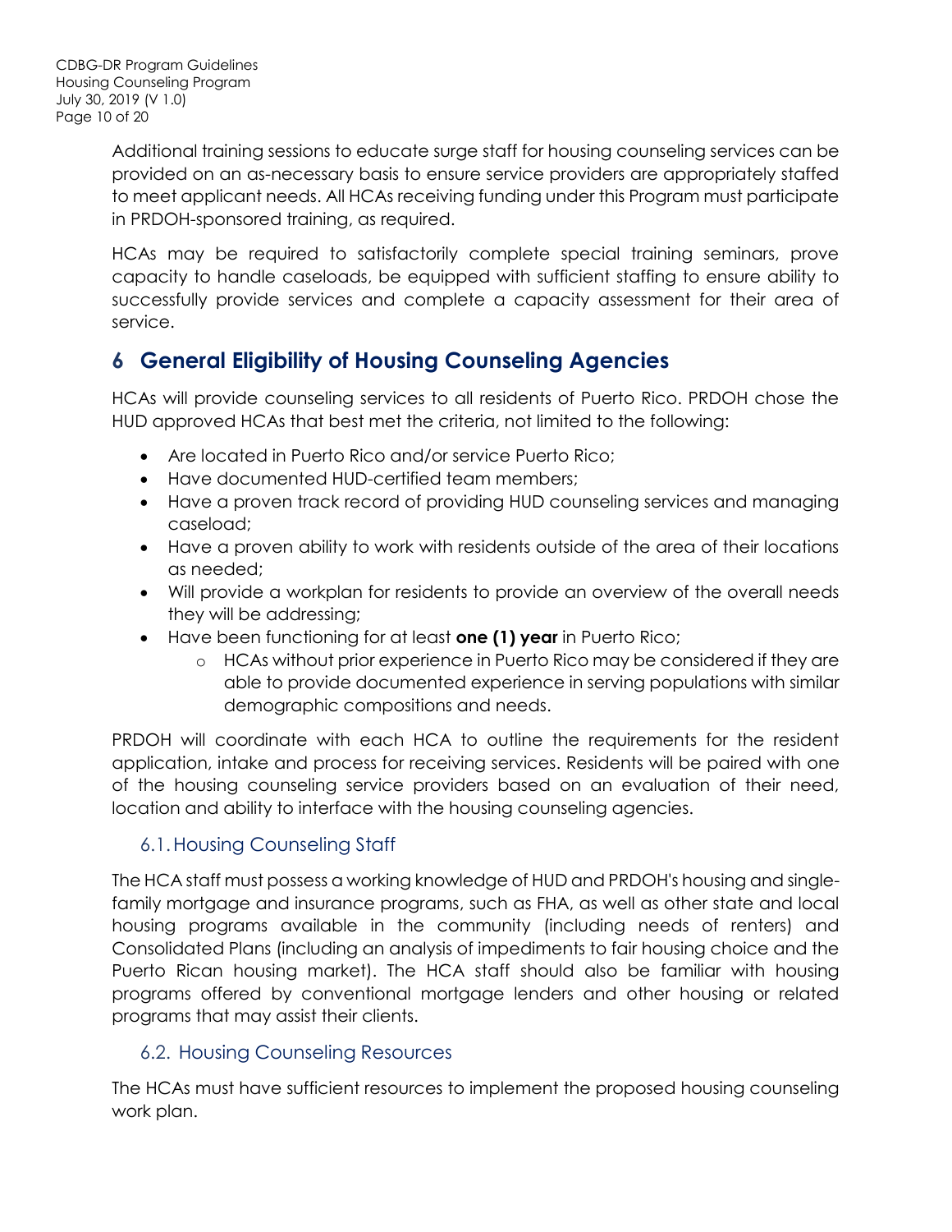Additional training sessions to educate surge staff for housing counseling services can be provided on an as-necessary basis to ensure service providers are appropriately staffed to meet applicant needs. All HCAs receiving funding under this Program must participate in PRDOH-sponsored training, as required.

HCAs may be required to satisfactorily complete special training seminars, prove capacity to handle caseloads, be equipped with sufficient staffing to ensure ability to successfully provide services and complete a capacity assessment for their area of service.

# 6 General Eligibility of Housing Counseling Agencies

HCAs will provide counseling services to all residents of Puerto Rico. PRDOH chose the HUD approved HCAs that best met the criteria, not limited to the following:

- Are located in Puerto Rico and/or service Puerto Rico;
- Have documented HUD-certified team members;
- Have a proven track record of providing HUD counseling services and managing caseload;
- Have a proven ability to work with residents outside of the area of their locations as needed;
- Will provide a workplan for residents to provide an overview of the overall needs they will be addressing;
- Have been functioning for at least **one (1) year** in Puerto Rico;
    - HCAs without prior experience in Puerto Rico may be considered if they are able to provide documented experience in serving populations with similar demographic compositions and needs.

PRDOH will coordinate with each HCA to outline the requirements for the resident application, intake and process for receiving services. Residents will be paired with one of the housing counseling service providers based on an evaluation of their need, location and ability to interface with the housing counseling agencies.

## 6.1. Housing Counseling Staff

The HCA staff must possess a working knowledge of HUD and PRDOH's housing and single-family mortgage and insurance programs, such as FHA, as well as other state and local housing programs available in the community (including needs of renters) and Consolidated Plans (including an analysis of impediments to fair housing choice and the Puerto Rican housing market). The HCA staff should also be familiar with housing programs offered by conventional mortgage lenders and other housing or related programs that may assist their clients.

## 6.2. Housing Counseling Resources

The HCAs must have sufficient resources to implement the proposed housing counseling work plan.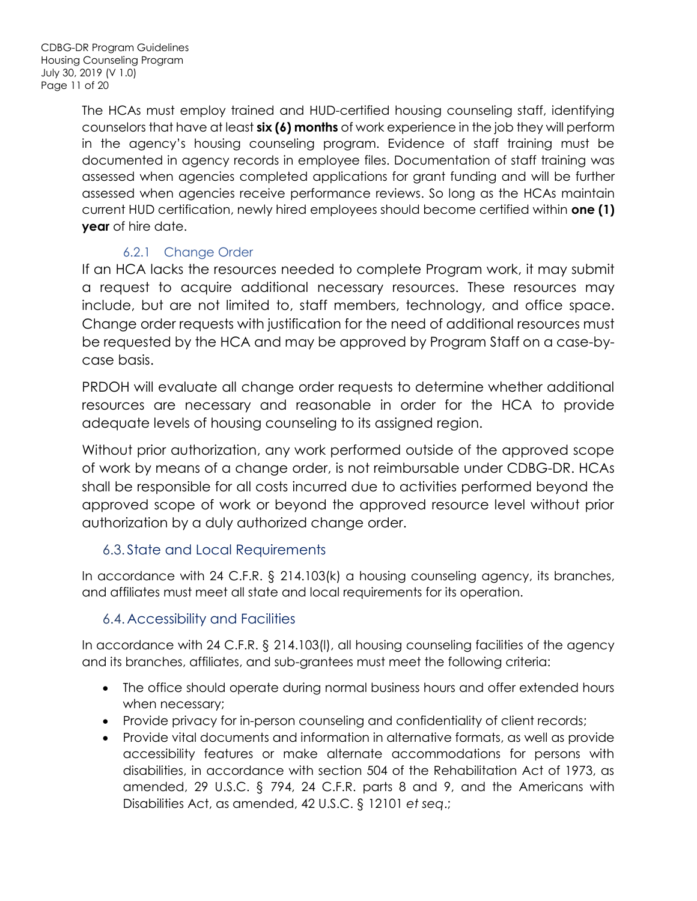The HCAs must employ trained and HUD-certified housing counseling staff, identifying counselors that have at least **six (6) months** of work experience in the job they will perform in the agency's housing counseling program. Evidence of staff training must be documented in agency records in employee files. Documentation of staff training was assessed when agencies completed applications for grant funding and will be further assessed when agencies receive performance reviews. So long as the HCAs maintain current HUD certification, newly hired employees should become certified within **one (1) year** of hire date.

#### 6.2.1 Change Order

If an HCA lacks the resources needed to complete Program work, it may submit a request to acquire additional necessary resources. These resources may include, but are not limited to, staff members, technology, and office space. Change order requests with justification for the need of additional resources must be requested by the HCA and may be approved by Program Staff on a case-by-case basis.

PRDOH will evaluate all change order requests to determine whether additional resources are necessary and reasonable in order for the HCA to provide adequate levels of housing counseling to its assigned region.

Without prior authorization, any work performed outside of the approved scope of work by means of a change order, is not reimbursable under CDBG-DR. HCAs shall be responsible for all costs incurred due to activities performed beyond the approved scope of work or beyond the approved resource level without prior authorization by a duly authorized change order.

### 6.3. State and Local Requirements

In accordance with 24 C.F.R. § 214.103(k) a housing counseling agency, its branches, and affiliates must meet all state and local requirements for its operation.

### 6.4. Accessibility and Facilities

In accordance with 24 C.F.R. § 214.103(l), all housing counseling facilities of the agency and its branches, affiliates, and sub-grantees must meet the following criteria:

- The office should operate during normal business hours and offer extended hours when necessary;
- Provide privacy for in-person counseling and confidentiality of client records;
- Provide vital documents and information in alternative formats, as well as provide accessibility features or make alternate accommodations for persons with disabilities, in accordance with section 504 of the Rehabilitation Act of 1973, as amended, 29 U.S.C. § 794, 24 C.F.R. parts 8 and 9, and the Americans with Disabilities Act, as amended, 42 U.S.C. § 12101 *et seq*.;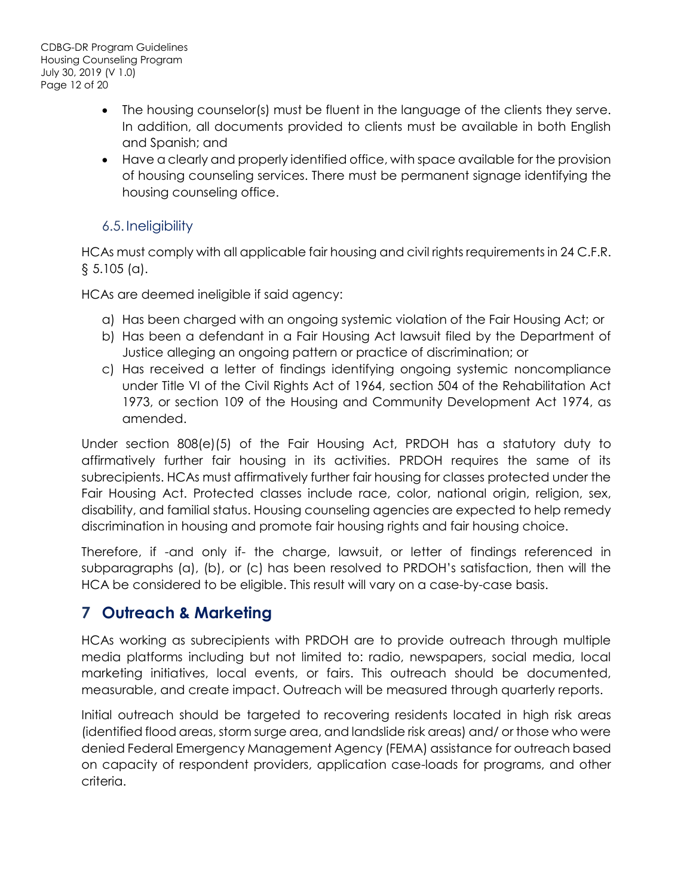- The housing counselor(s) must be fluent in the language of the clients they serve. In addition, all documents provided to clients must be available in both English and Spanish; and
- Have a clearly and properly identified office, with space available for the provision of housing counseling services. There must be permanent signage identifying the housing counseling office.

### 6.5. Ineligibility

HCAs must comply with all applicable fair housing and civil rights requirements in 24 C.F.R. § 5.105 (a).

HCAs are deemed ineligible if said agency:

a) Has been charged with an ongoing systemic violation of the Fair Housing Act; or
b) Has been a defendant in a Fair Housing Act lawsuit filed by the Department of Justice alleging an ongoing pattern or practice of discrimination; or
c) Has received a letter of findings identifying ongoing systemic noncompliance under Title VI of the Civil Rights Act of 1964, section 504 of the Rehabilitation Act 1973, or section 109 of the Housing and Community Development Act 1974, as amended.

Under section 808(e)(5) of the Fair Housing Act, PRDOH has a statutory duty to affirmatively further fair housing in its activities. PRDOH requires the same of its subrecipients. HCAs must affirmatively further fair housing for classes protected under the Fair Housing Act. Protected classes include race, color, national origin, religion, sex, disability, and familial status. Housing counseling agencies are expected to help remedy discrimination in housing and promote fair housing rights and fair housing choice.

Therefore, if -and only if- the charge, lawsuit, or letter of findings referenced in subparagraphs (a), (b), or (c) has been resolved to PRDOH's satisfaction, then will the HCA be considered to be eligible. This result will vary on a case-by-case basis.

## 7 Outreach & Marketing

HCAs working as subrecipients with PRDOH are to provide outreach through multiple media platforms including but not limited to: radio, newspapers, social media, local marketing initiatives, local events, or fairs. This outreach should be documented, measurable, and create impact. Outreach will be measured through quarterly reports.

Initial outreach should be targeted to recovering residents located in high risk areas (identified flood areas, storm surge area, and landslide risk areas) and/ or those who were denied Federal Emergency Management Agency (FEMA) assistance for outreach based on capacity of respondent providers, application case-loads for programs, and other criteria.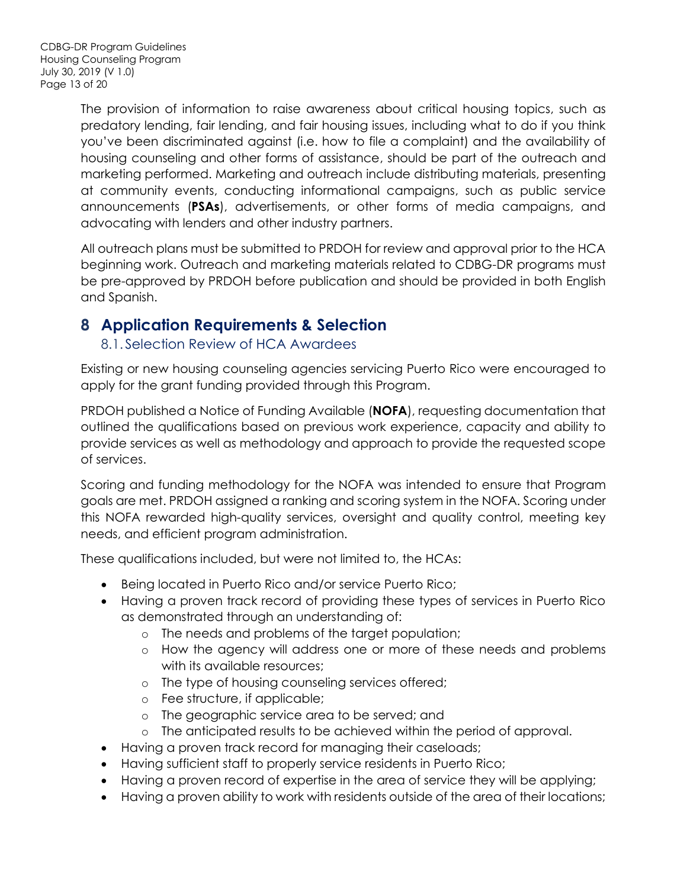The provision of information to raise awareness about critical housing topics, such as predatory lending, fair lending, and fair housing issues, including what to do if you think you've been discriminated against (i.e. how to file a complaint) and the availability of housing counseling and other forms of assistance, should be part of the outreach and marketing performed. Marketing and outreach include distributing materials, presenting at community events, conducting informational campaigns, such as public service announcements (**PSAs**), advertisements, or other forms of media campaigns, and advocating with lenders and other industry partners.

All outreach plans must be submitted to PRDOH for review and approval prior to the HCA beginning work. Outreach and marketing materials related to CDBG-DR programs must be pre-approved by PRDOH before publication and should be provided in both English and Spanish.

# 8 Application Requirements & Selection

## 8.1. Selection Review of HCA Awardees

Existing or new housing counseling agencies servicing Puerto Rico were encouraged to apply for the grant funding provided through this Program.

PRDOH published a Notice of Funding Available (**NOFA**), requesting documentation that outlined the qualifications based on previous work experience, capacity and ability to provide services as well as methodology and approach to provide the requested scope of services.

Scoring and funding methodology for the NOFA was intended to ensure that Program goals are met. PRDOH assigned a ranking and scoring system in the NOFA. Scoring under this NOFA rewarded high-quality services, oversight and quality control, meeting key needs, and efficient program administration.

These qualifications included, but were not limited to, the HCAs:

- Being located in Puerto Rico and/or service Puerto Rico;
- Having a proven track record of providing these types of services in Puerto Rico as demonstrated through an understanding of:
  - The needs and problems of the target population;
  - How the agency will address one or more of these needs and problems with its available resources;
  - The type of housing counseling services offered;
  - Fee structure, if applicable;
  - The geographic service area to be served; and
  - The anticipated results to be achieved within the period of approval.
- Having a proven track record for managing their caseloads;
- Having sufficient staff to properly service residents in Puerto Rico;
- Having a proven record of expertise in the area of service they will be applying;
- Having a proven ability to work with residents outside of the area of their locations;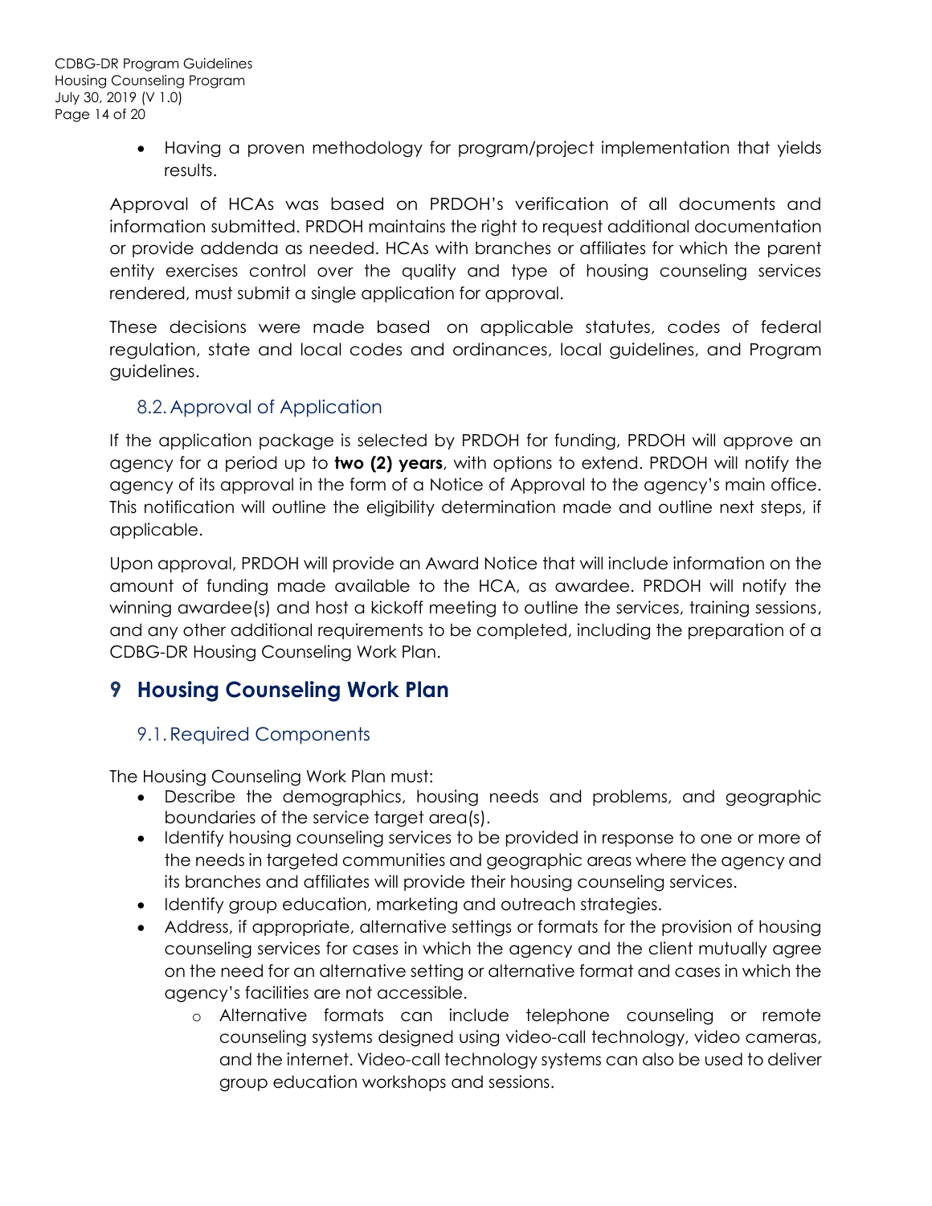- Having a proven methodology for program/project implementation that yields results.

Approval of HCAs was based on PRDOH's verification of all documents and information submitted. PRDOH maintains the right to request additional documentation or provide addenda as needed. HCAs with branches or affiliates for which the parent entity exercises control over the quality and type of housing counseling services rendered, must submit a single application for approval.

These decisions were made based on applicable statutes, codes of federal regulation, state and local codes and ordinances, local guidelines, and Program guidelines.

### 8.2. Approval of Application

If the application package is selected by PRDOH for funding, PRDOH will approve an agency for a period up to **two (2) years**, with options to extend. PRDOH will notify the agency of its approval in the form of a Notice of Approval to the agency's main office. This notification will outline the eligibility determination made and outline next steps, if applicable.

Upon approval, PRDOH will provide an Award Notice that will include information on the amount of funding made available to the HCA, as awardee. PRDOH will notify the winning awardee(s) and host a kickoff meeting to outline the services, training sessions, and any other additional requirements to be completed, including the preparation of a CDBG-DR Housing Counseling Work Plan.

## 9 Housing Counseling Work Plan

### 9.1. Required Components

The Housing Counseling Work Plan must:

- Describe the demographics, housing needs and problems, and geographic boundaries of the service target area(s).
- Identify housing counseling services to be provided in response to one or more of the needs in targeted communities and geographic areas where the agency and its branches and affiliates will provide their housing counseling services.
- Identify group education, marketing and outreach strategies.
- Address, if appropriate, alternative settings or formats for the provision of housing counseling services for cases in which the agency and the client mutually agree on the need for an alternative setting or alternative format and cases in which the agency's facilities are not accessible.
    - Alternative formats can include telephone counseling or remote counseling systems designed using video-call technology, video cameras, and the internet. Video-call technology systems can also be used to deliver group education workshops and sessions.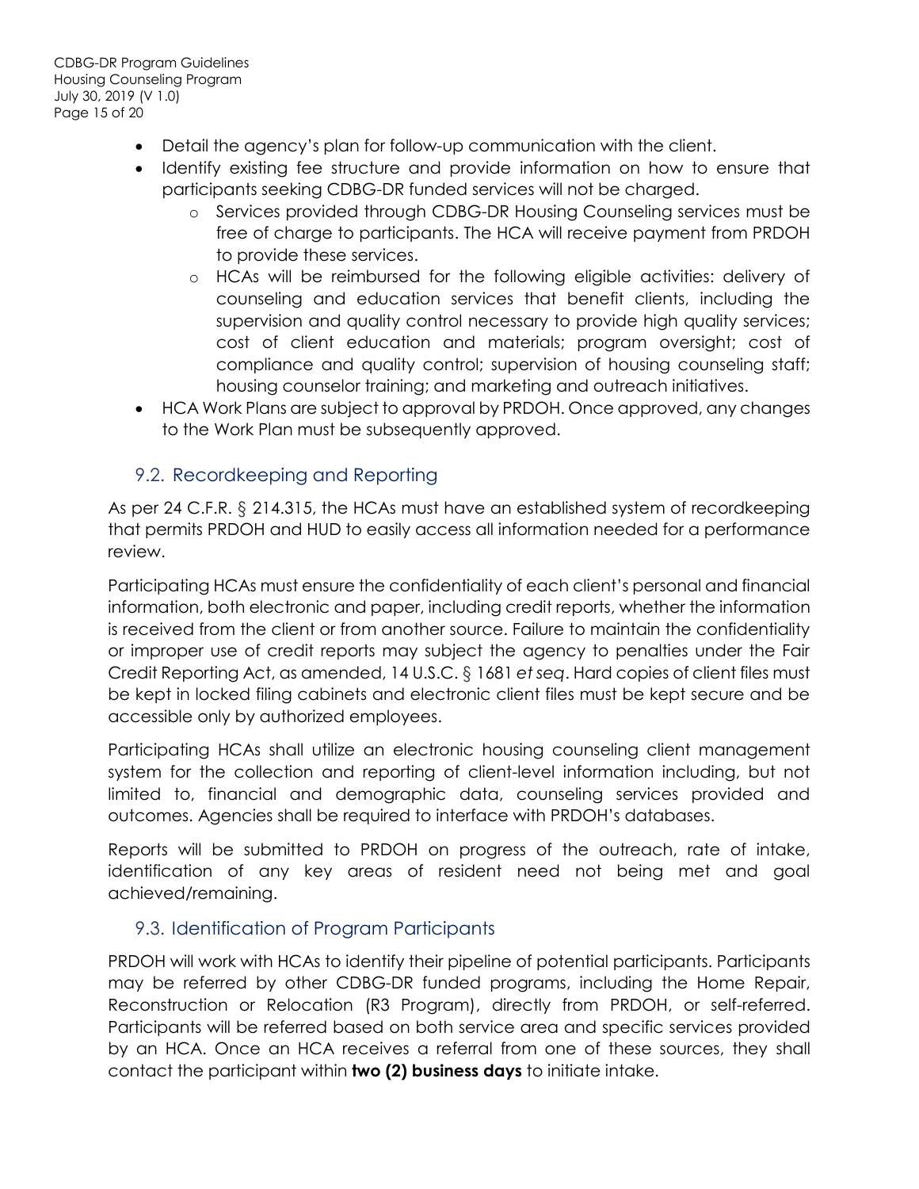- Detail the agency's plan for follow-up communication with the client.
- Identify existing fee structure and provide information on how to ensure that participants seeking CDBG-DR funded services will not be charged.
    - Services provided through CDBG-DR Housing Counseling services must be free of charge to participants. The HCA will receive payment from PRDOH to provide these services.
    - HCAs will be reimbursed for the following eligible activities: delivery of counseling and education services that benefit clients, including the supervision and quality control necessary to provide high quality services; cost of client education and materials; program oversight; cost of compliance and quality control; supervision of housing counseling staff; housing counselor training; and marketing and outreach initiatives.
- HCA Work Plans are subject to approval by PRDOH. Once approved, any changes to the Work Plan must be subsequently approved.

## 9.2. Recordkeeping and Reporting

As per 24 C.F.R. § 214.315, the HCAs must have an established system of recordkeeping that permits PRDOH and HUD to easily access all information needed for a performance review.

Participating HCAs must ensure the confidentiality of each client's personal and financial information, both electronic and paper, including credit reports, whether the information is received from the client or from another source. Failure to maintain the confidentiality or improper use of credit reports may subject the agency to penalties under the Fair Credit Reporting Act, as amended, 14 U.S.C. § 1681 *et seq*. Hard copies of client files must be kept in locked filing cabinets and electronic client files must be kept secure and be accessible only by authorized employees.

Participating HCAs shall utilize an electronic housing counseling client management system for the collection and reporting of client-level information including, but not limited to, financial and demographic data, counseling services provided and outcomes. Agencies shall be required to interface with PRDOH's databases.

Reports will be submitted to PRDOH on progress of the outreach, rate of intake, identification of any key areas of resident need not being met and goal achieved/remaining.

## 9.3. Identification of Program Participants

PRDOH will work with HCAs to identify their pipeline of potential participants. Participants may be referred by other CDBG-DR funded programs, including the Home Repair, Reconstruction or Relocation (R3 Program), directly from PRDOH, or self-referred. Participants will be referred based on both service area and specific services provided by an HCA. Once an HCA receives a referral from one of these sources, they shall contact the participant within **two (2) business days** to initiate intake.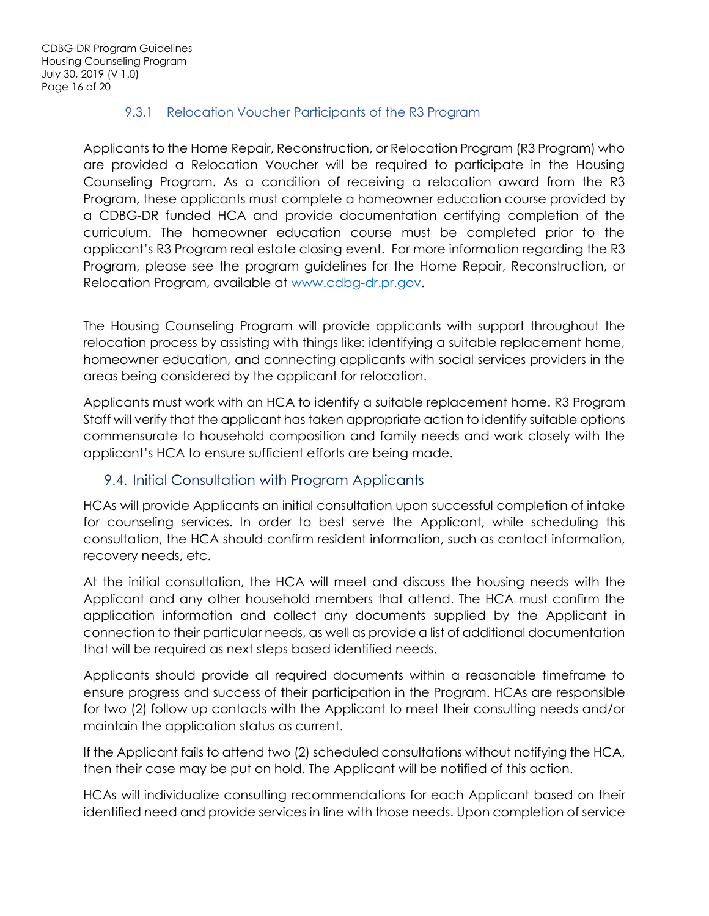### 9.3.1 Relocation Voucher Participants of the R3 Program

Applicants to the Home Repair, Reconstruction, or Relocation Program (R3 Program) who are provided a Relocation Voucher will be required to participate in the Housing Counseling Program. As a condition of receiving a relocation award from the R3 Program, these applicants must complete a homeowner education course provided by a CDBG-DR funded HCA and provide documentation certifying completion of the curriculum. The homeowner education course must be completed prior to the applicant's R3 Program real estate closing event. For more information regarding the R3 Program, please see the program guidelines for the Home Repair, Reconstruction, or Relocation Program, available at [www.cdbg-dr.pr.gov](http://www.cdbg-dr.pr.gov).

The Housing Counseling Program will provide applicants with support throughout the relocation process by assisting with things like: identifying a suitable replacement home, homeowner education, and connecting applicants with social services providers in the areas being considered by the applicant for relocation.

Applicants must work with an HCA to identify a suitable replacement home. R3 Program Staff will verify that the applicant has taken appropriate action to identify suitable options commensurate to household composition and family needs and work closely with the applicant's HCA to ensure sufficient efforts are being made.

## 9.4. Initial Consultation with Program Applicants

HCAs will provide Applicants an initial consultation upon successful completion of intake for counseling services. In order to best serve the Applicant, while scheduling this consultation, the HCA should confirm resident information, such as contact information, recovery needs, etc.

At the initial consultation, the HCA will meet and discuss the housing needs with the Applicant and any other household members that attend. The HCA must confirm the application information and collect any documents supplied by the Applicant in connection to their particular needs, as well as provide a list of additional documentation that will be required as next steps based identified needs.

Applicants should provide all required documents within a reasonable timeframe to ensure progress and success of their participation in the Program. HCAs are responsible for two (2) follow up contacts with the Applicant to meet their consulting needs and/or maintain the application status as current.

If the Applicant fails to attend two (2) scheduled consultations without notifying the HCA, then their case may be put on hold. The Applicant will be notified of this action.

HCAs will individualize consulting recommendations for each Applicant based on their identified need and provide services in line with those needs. Upon completion of service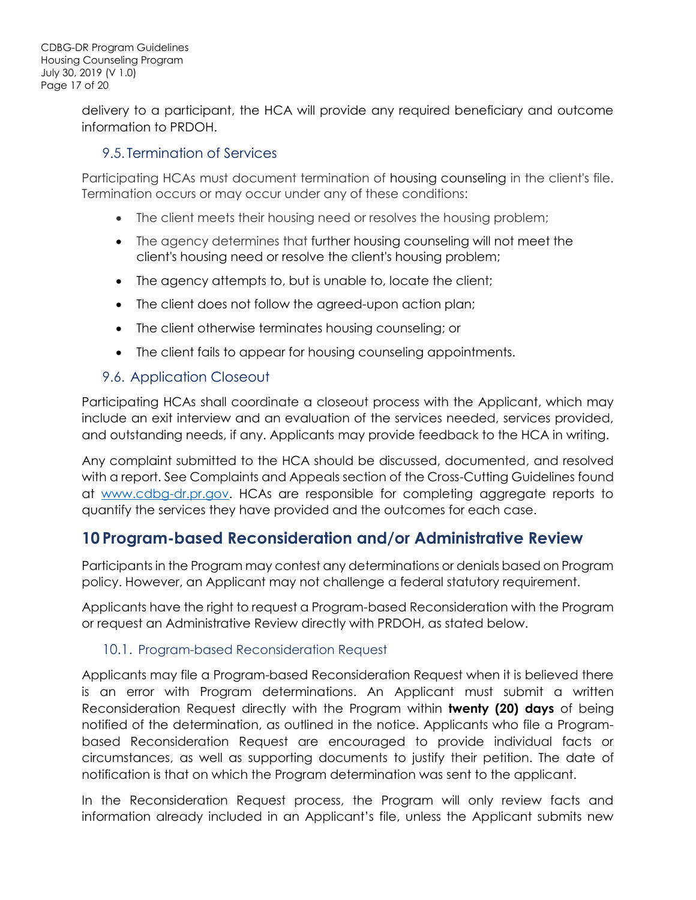delivery to a participant, the HCA will provide any required beneficiary and outcome information to PRDOH.

### 9.5. Termination of Services

Participating HCAs must document termination of housing counseling in the client's file. Termination occurs or may occur under any of these conditions:

- The client meets their housing need or resolves the housing problem;
- The agency determines that further housing counseling will not meet the client's housing need or resolve the client's housing problem;
- The agency attempts to, but is unable to, locate the client;
- The client does not follow the agreed-upon action plan;
- The client otherwise terminates housing counseling; or
- The client fails to appear for housing counseling appointments.

### 9.6. Application Closeout

Participating HCAs shall coordinate a closeout process with the Applicant, which may include an exit interview and an evaluation of the services needed, services provided, and outstanding needs, if any. Applicants may provide feedback to the HCA in writing.

Any complaint submitted to the HCA should be discussed, documented, and resolved with a report. See Complaints and Appeals section of the Cross-Cutting Guidelines found at www.cdbg-dr.pr.gov. HCAs are responsible for completing aggregate reports to quantify the services they have provided and the outcomes for each case.

## 10 Program-based Reconsideration and/or Administrative Review

Participants in the Program may contest any determinations or denials based on Program policy. However, an Applicant may not challenge a federal statutory requirement.

Applicants have the right to request a Program-based Reconsideration with the Program or request an Administrative Review directly with PRDOH, as stated below.

### 10.1. Program-based Reconsideration Request

Applicants may file a Program-based Reconsideration Request when it is believed there is an error with Program determinations. An Applicant must submit a written Reconsideration Request directly with the Program within **twenty (20) days** of being notified of the determination, as outlined in the notice. Applicants who file a Program-based Reconsideration Request are encouraged to provide individual facts or circumstances, as well as supporting documents to justify their petition. The date of notification is that on which the Program determination was sent to the applicant.

In the Reconsideration Request process, the Program will only review facts and information already included in an Applicant's file, unless the Applicant submits new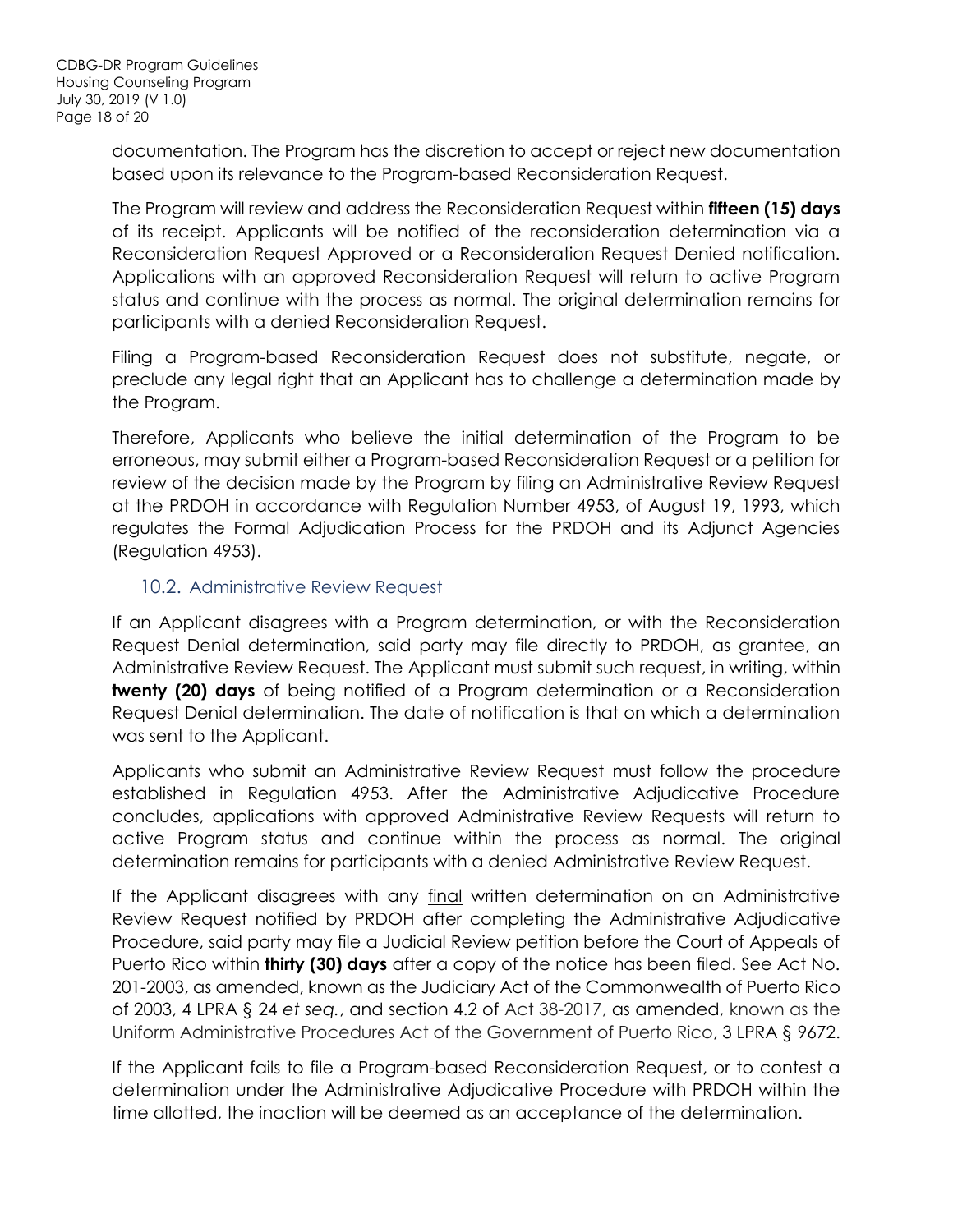documentation. The Program has the discretion to accept or reject new documentation based upon its relevance to the Program-based Reconsideration Request.

The Program will review and address the Reconsideration Request within **fifteen (15) days** of its receipt. Applicants will be notified of the reconsideration determination via a Reconsideration Request Approved or a Reconsideration Request Denied notification. Applications with an approved Reconsideration Request will return to active Program status and continue with the process as normal. The original determination remains for participants with a denied Reconsideration Request.

Filing a Program-based Reconsideration Request does not substitute, negate, or preclude any legal right that an Applicant has to challenge a determination made by the Program.

Therefore, Applicants who believe the initial determination of the Program to be erroneous, may submit either a Program-based Reconsideration Request or a petition for review of the decision made by the Program by filing an Administrative Review Request at the PRDOH in accordance with Regulation Number 4953, of August 19, 1993, which regulates the Formal Adjudication Process for the PRDOH and its Adjunct Agencies (Regulation 4953).

## 10.2. Administrative Review Request

If an Applicant disagrees with a Program determination, or with the Reconsideration Request Denial determination, said party may file directly to PRDOH, as grantee, an Administrative Review Request. The Applicant must submit such request, in writing, within **twenty (20) days** of being notified of a Program determination or a Reconsideration Request Denial determination. The date of notification is that on which a determination was sent to the Applicant.

Applicants who submit an Administrative Review Request must follow the procedure established in Regulation 4953. After the Administrative Adjudicative Procedure concludes, applications with approved Administrative Review Requests will return to active Program status and continue within the process as normal. The original determination remains for participants with a denied Administrative Review Request.

If the Applicant disagrees with any final written determination on an Administrative Review Request notified by PRDOH after completing the Administrative Adjudicative Procedure, said party may file a Judicial Review petition before the Court of Appeals of Puerto Rico within **thirty (30) days** after a copy of the notice has been filed. See Act No. 201-2003, as amended, known as the Judiciary Act of the Commonwealth of Puerto Rico of 2003, 4 LPRA § 24 *et seq.*, and section 4.2 of Act 38-2017, as amended, known as the Uniform Administrative Procedures Act of the Government of Puerto Rico, 3 LPRA § 9672.

If the Applicant fails to file a Program-based Reconsideration Request, or to contest a determination under the Administrative Adjudicative Procedure with PRDOH within the time allotted, the inaction will be deemed as an acceptance of the determination.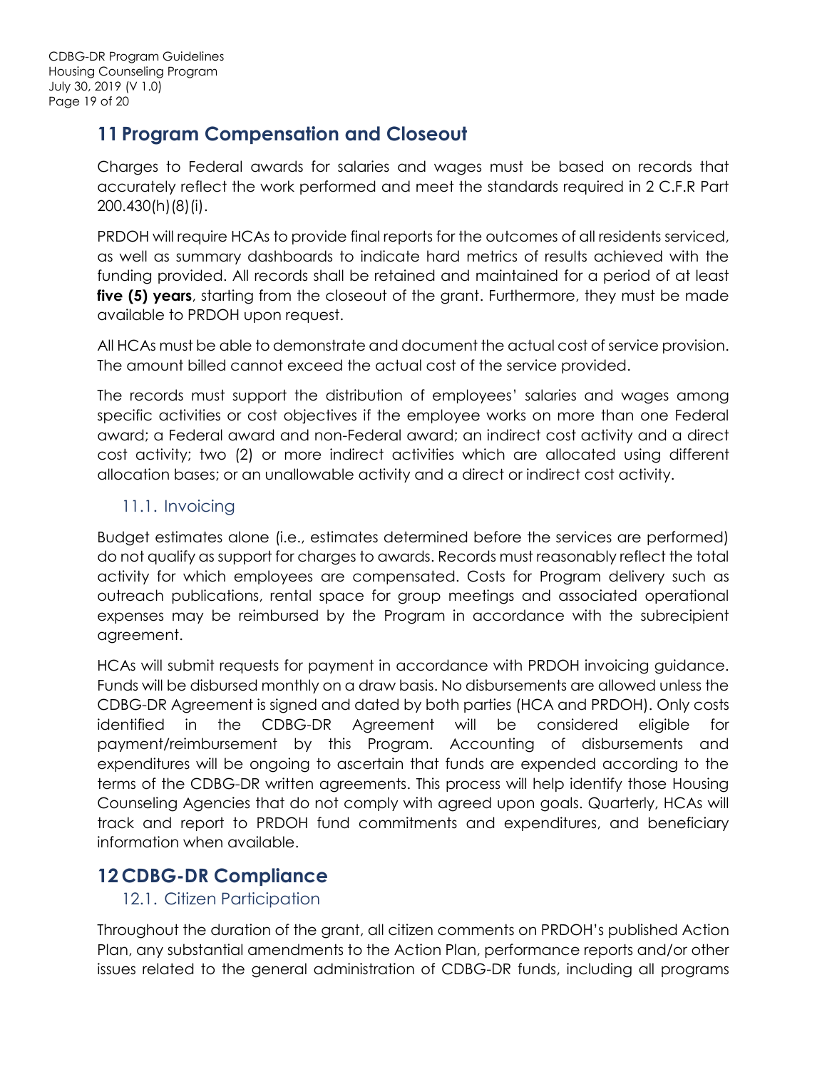# 11 Program Compensation and Closeout

Charges to Federal awards for salaries and wages must be based on records that accurately reflect the work performed and meet the standards required in 2 C.F.R Part 200.430(h)(8)(i).

PRDOH will require HCAs to provide final reports for the outcomes of all residents serviced, as well as summary dashboards to indicate hard metrics of results achieved with the funding provided. All records shall be retained and maintained for a period of at least **five (5) years**, starting from the closeout of the grant. Furthermore, they must be made available to PRDOH upon request.

All HCAs must be able to demonstrate and document the actual cost of service provision. The amount billed cannot exceed the actual cost of the service provided.

The records must support the distribution of employees' salaries and wages among specific activities or cost objectives if the employee works on more than one Federal award; a Federal award and non-Federal award; an indirect cost activity and a direct cost activity; two (2) or more indirect activities which are allocated using different allocation bases; or an unallowable activity and a direct or indirect cost activity.

## 11.1. Invoicing

Budget estimates alone (i.e., estimates determined before the services are performed) do not qualify as support for charges to awards. Records must reasonably reflect the total activity for which employees are compensated. Costs for Program delivery such as outreach publications, rental space for group meetings and associated operational expenses may be reimbursed by the Program in accordance with the subrecipient agreement.

HCAs will submit requests for payment in accordance with PRDOH invoicing guidance. Funds will be disbursed monthly on a draw basis. No disbursements are allowed unless the CDBG-DR Agreement is signed and dated by both parties (HCA and PRDOH). Only costs identified in the CDBG-DR Agreement will be considered eligible for payment/reimbursement by this Program. Accounting of disbursements and expenditures will be ongoing to ascertain that funds are expended according to the terms of the CDBG-DR written agreements. This process will help identify those Housing Counseling Agencies that do not comply with agreed upon goals. Quarterly, HCAs will track and report to PRDOH fund commitments and expenditures, and beneficiary information when available.

# 12 CDBG-DR Compliance

## 12.1. Citizen Participation

Throughout the duration of the grant, all citizen comments on PRDOH's published Action Plan, any substantial amendments to the Action Plan, performance reports and/or other issues related to the general administration of CDBG-DR funds, including all programs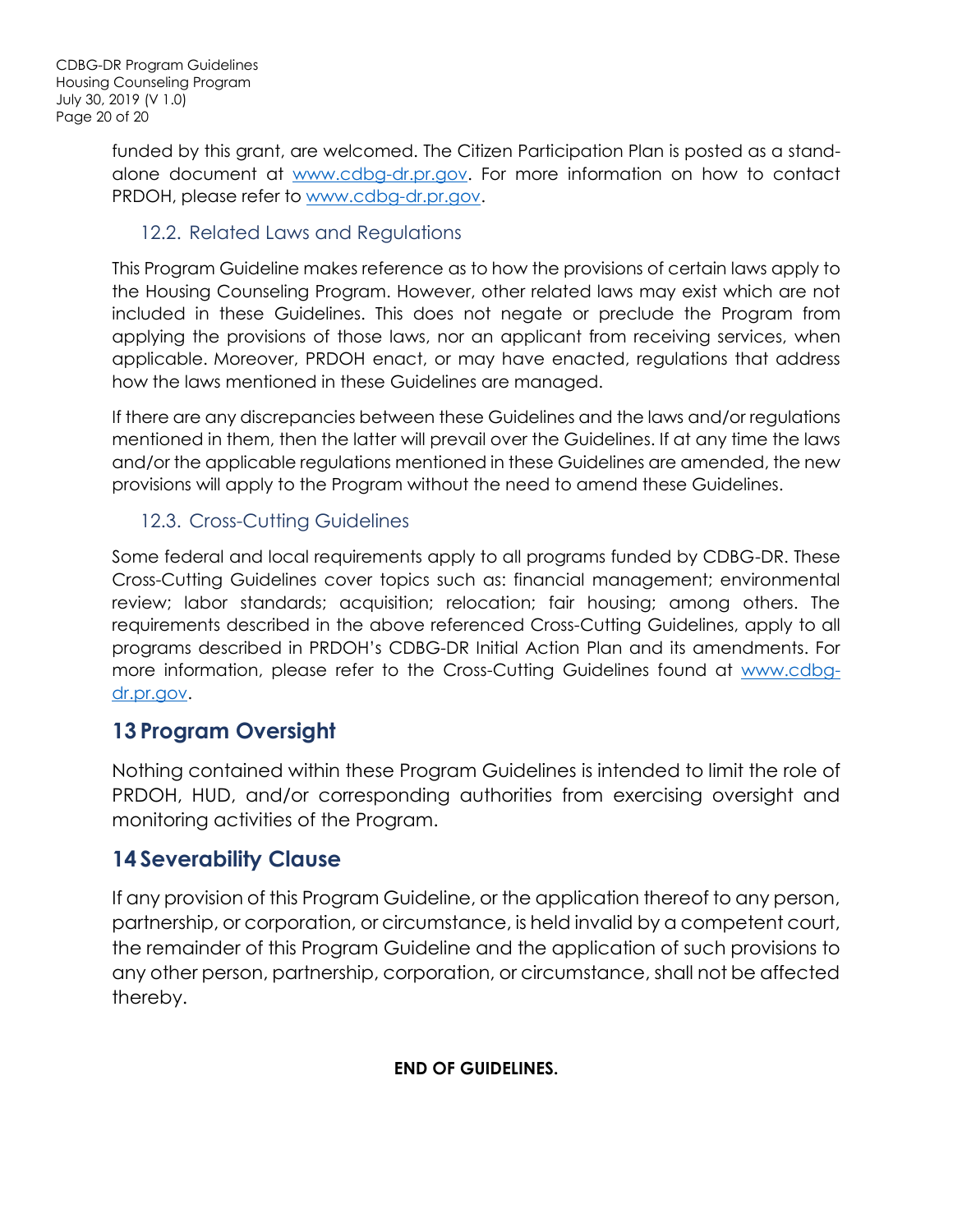funded by this grant, are welcomed. The Citizen Participation Plan is posted as a stand-alone document at [www.cdbg-dr.pr.gov](http://www.cdbg-dr.pr.gov). For more information on how to contact PRDOH, please refer to [www.cdbg-dr.pr.gov](http://www.cdbg-dr.pr.gov).

### 12.2. Related Laws and Regulations

This Program Guideline makes reference as to how the provisions of certain laws apply to the Housing Counseling Program. However, other related laws may exist which are not included in these Guidelines. This does not negate or preclude the Program from applying the provisions of those laws, nor an applicant from receiving services, when applicable. Moreover, PRDOH enact, or may have enacted, regulations that address how the laws mentioned in these Guidelines are managed.

If there are any discrepancies between these Guidelines and the laws and/or regulations mentioned in them, then the latter will prevail over the Guidelines. If at any time the laws and/or the applicable regulations mentioned in these Guidelines are amended, the new provisions will apply to the Program without the need to amend these Guidelines.

### 12.3. Cross-Cutting Guidelines

Some federal and local requirements apply to all programs funded by CDBG-DR. These Cross-Cutting Guidelines cover topics such as: financial management; environmental review; labor standards; acquisition; relocation; fair housing; among others. The requirements described in the above referenced Cross-Cutting Guidelines, apply to all programs described in PRDOH's CDBG-DR Initial Action Plan and its amendments. For more information, please refer to the Cross-Cutting Guidelines found at [www.cdbg-dr.pr.gov](http://www.cdbg-dr.pr.gov).

## 13 Program Oversight

Nothing contained within these Program Guidelines is intended to limit the role of PRDOH, HUD, and/or corresponding authorities from exercising oversight and monitoring activities of the Program.

## 14 Severability Clause

If any provision of this Program Guideline, or the application thereof to any person, partnership, or corporation, or circumstance, is held invalid by a competent court, the remainder of this Program Guideline and the application of such provisions to any other person, partnership, corporation, or circumstance, shall not be affected thereby.

**END OF GUIDELINES.**